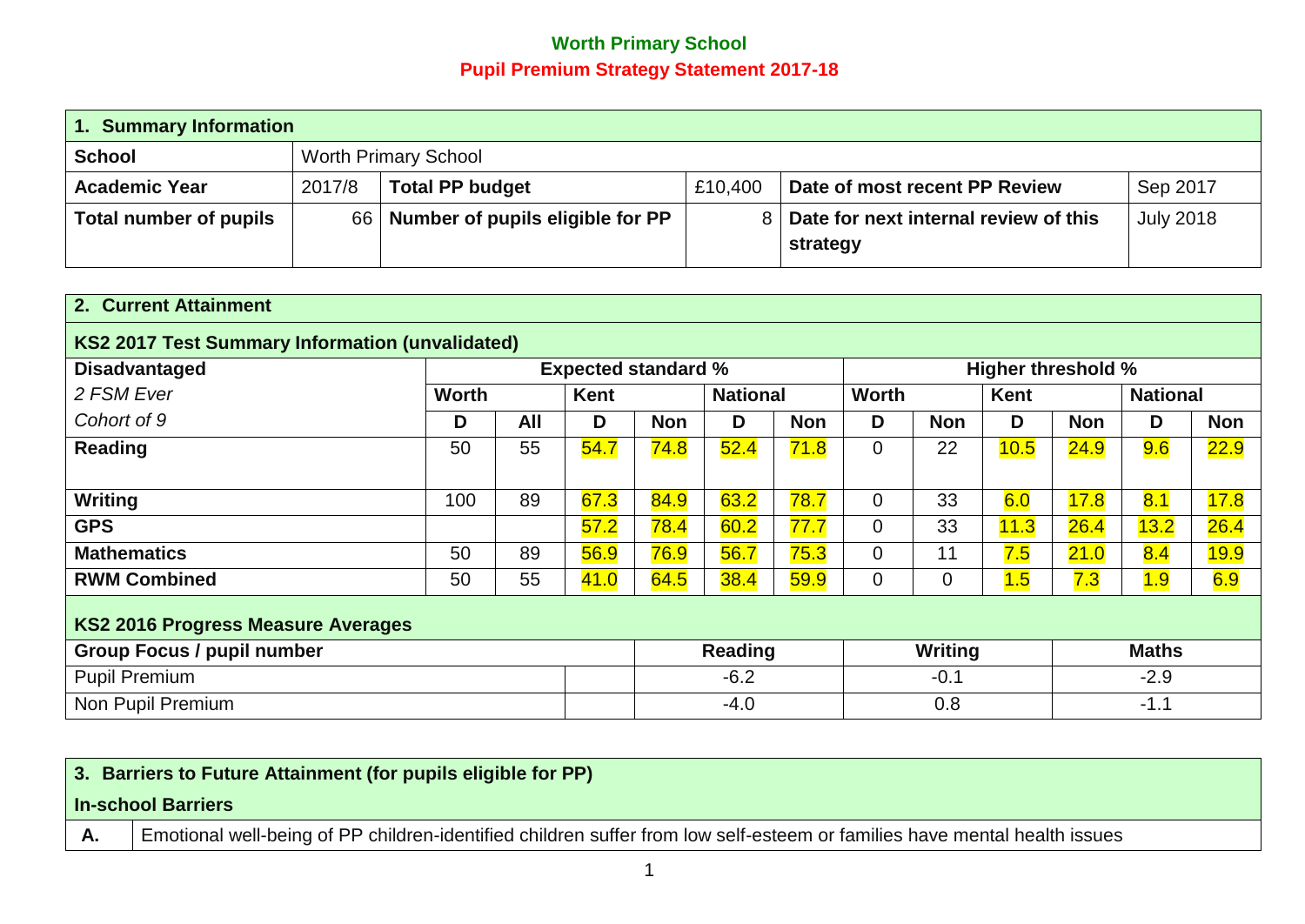# Worth Primary School

## Pupil Premium Strategy Statement 2017-18

| **1. Summary Information** | | | | | |
|---|---|---|---|---|---|
| **School** | Worth Primary School | | | | |
| **Academic Year** | 2017/8 | **Total PP budget** | £10,400 | **Date of most recent PP Review** | Sep 2017 |
| **Total number of pupils** | 66 | **Number of pupils eligible for PP** | 8 | **Date for next internal review of this strategy** | July 2018 |

**2. Current Attainment**

**KS2 2017 Test Summary Information (unvalidated)**

| **Disadvantaged** | **Expected standard %** | | | | | | **Higher threshold %** | | | | | |
|---|---|---|---|---|---|---|---|---|---|---|---|---|
| *2 FSM Ever* | **Worth** | | **Kent** | | **National** | | **Worth** | | **Kent** | | **National** | |
| *Cohort of 9* | **D** | **All** | **D** | **Non** | **D** | **Non** | **D** | **Non** | **D** | **Non** | **D** | **Non** |
| **Reading** | 50 | 55 | 54.7 | 74.8 | 52.4 | 71.8 | 0 | 22 | 10.5 | 24.9 | 9.6 | 22.9 |
| **Writing** | 100 | 89 | 67.3 | 84.9 | 63.2 | 78.7 | 0 | 33 | 6.0 | 17.8 | 8.1 | 17.8 |
| **GPS** | | | 57.2 | 78.4 | 60.2 | 77.7 | 0 | 33 | 11.3 | 26.4 | 13.2 | 26.4 |
| **Mathematics** | 50 | 89 | 56.9 | 76.9 | 56.7 | 75.3 | 0 | 11 | 7.5 | 21.0 | 8.4 | 19.9 |
| **RWM Combined** | 50 | 55 | 41.0 | 64.5 | 38.4 | 59.9 | 0 | 0 | 1.5 | 7.3 | 1.9 | 6.9 |

**KS2 2016 Progress Measure Averages**

| **Group Focus / pupil number** | | **Reading** | **Writing** | **Maths** |
|---|---|---|---|---|
| Pupil Premium | | -6.2 | -0.1 | -2.9 |
| Non Pupil Premium | | -4.0 | 0.8 | -1.1 |

| **3. Barriers to Future Attainment (for pupils eligible for PP)** | |
|---|---|
| **In-school Barriers** | |
| **A.** | Emotional well-being of PP children-identified children suffer from low self-esteem or families have mental health issues |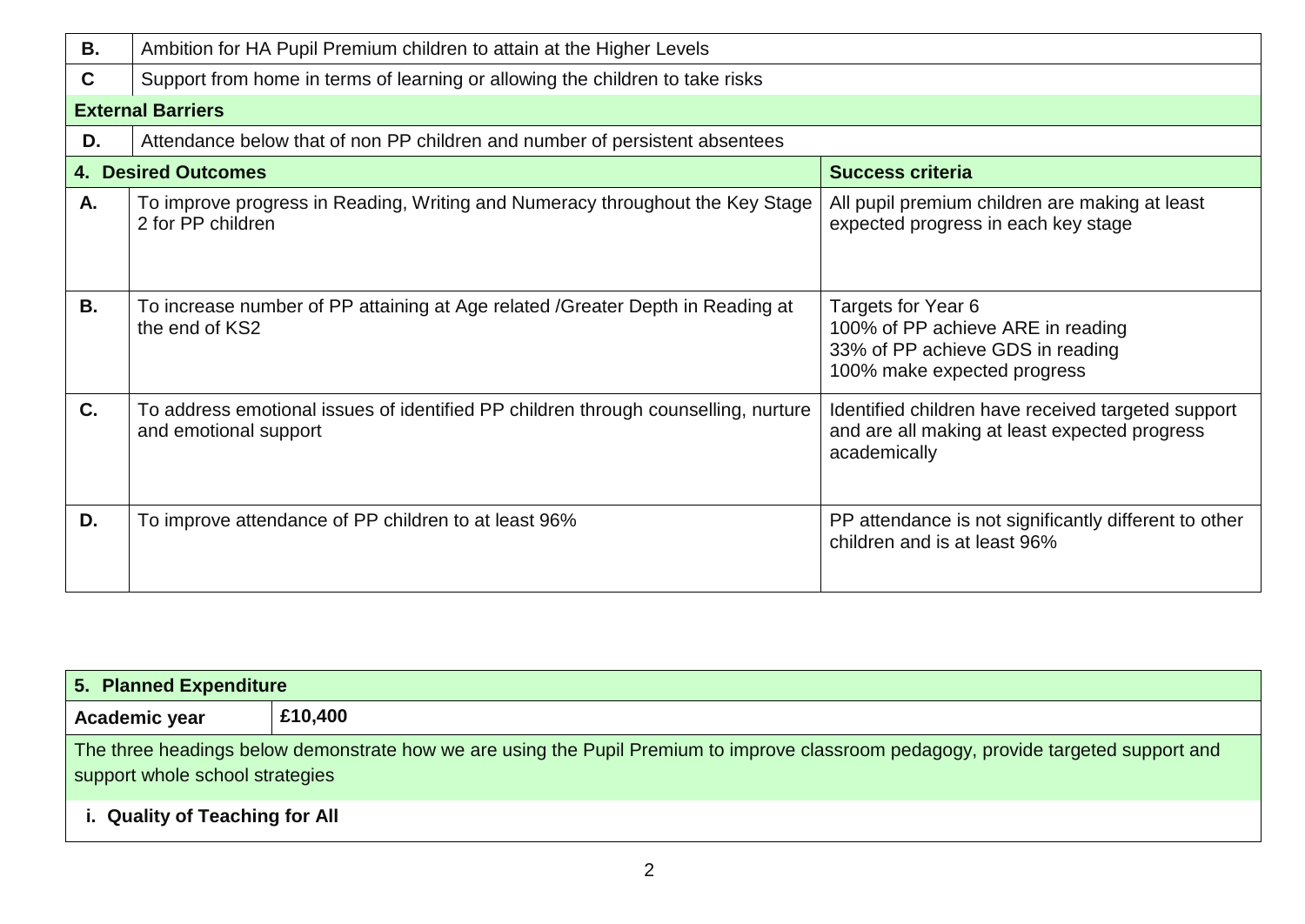| | |
|---|---|
| **B.** | Ambition for HA Pupil Premium children to attain at the Higher Levels |
| **C** | Support from home in terms of learning or allowing the children to take risks |
| **External Barriers** | |
| **D.** | Attendance below that of non PP children and number of persistent absentees |

| **4. Desired Outcomes** | | **Success criteria** |
|---|---|---|
| **A.** | To improve progress in Reading, Writing and Numeracy throughout the Key Stage 2 for PP children | All pupil premium children are making at least expected progress in each key stage |
| **B.** | To increase number of PP attaining at Age related /Greater Depth in Reading at the end of KS2 | Targets for Year 6<br>100% of PP achieve ARE in reading<br>33% of PP achieve GDS in reading<br>100% make expected progress |
| **C.** | To address emotional issues of identified PP children through counselling, nurture and emotional support | Identified children have received targeted support and are all making at least expected progress academically |
| **D.** | To improve attendance of PP children to at least 96% | PP attendance is not significantly different to other children and is at least 96% |

| **5. Planned Expenditure** | |
|---|---|
| **Academic year** | **£10,400** |
| The three headings below demonstrate how we are using the Pupil Premium to improve classroom pedagogy, provide targeted support and support whole school strategies | |
| **i. Quality of Teaching for All** | |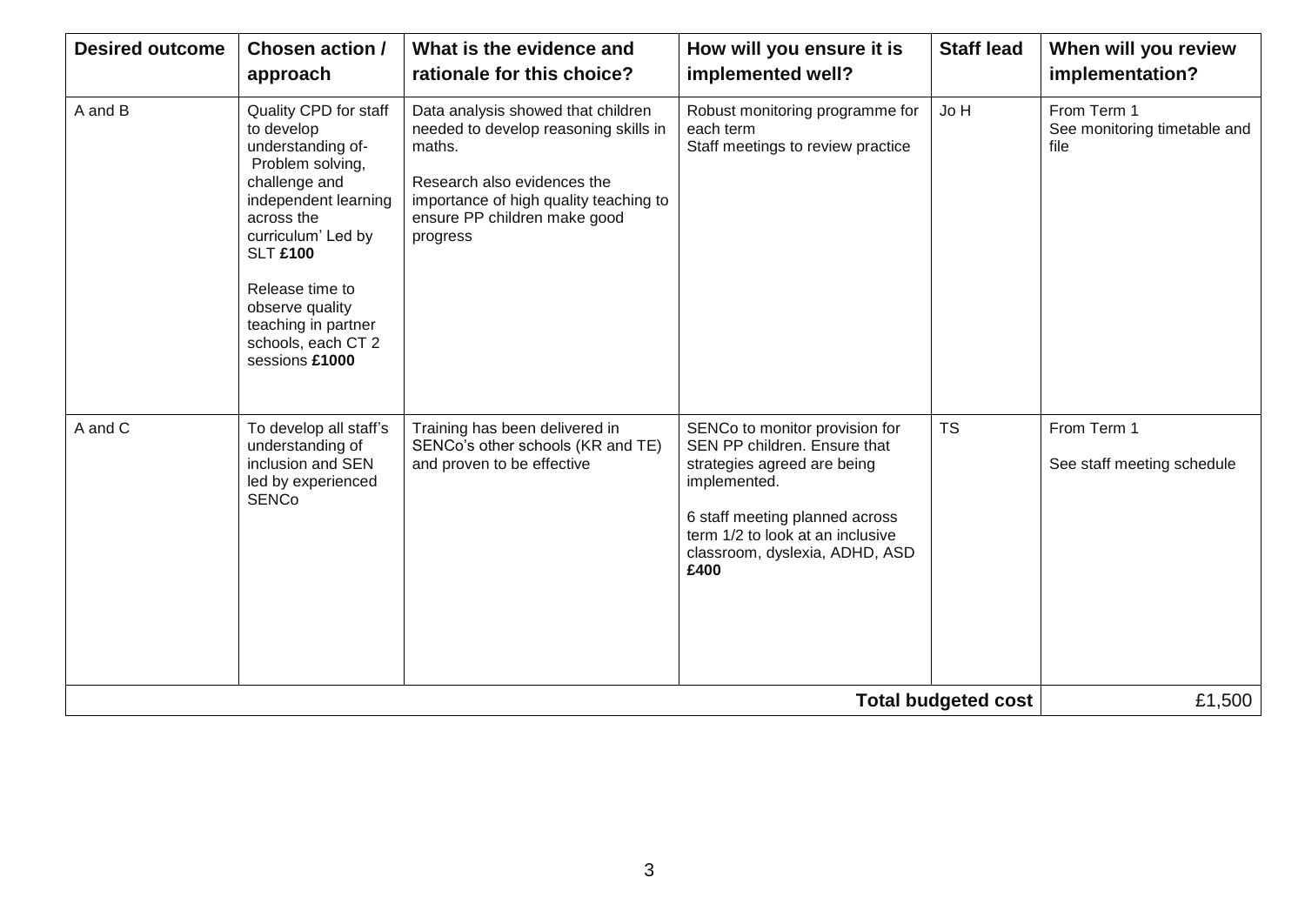| Desired outcome | Chosen action / approach | What is the evidence and rationale for this choice? | How will you ensure it is implemented well? | Staff lead | When will you review implementation? |
|---|---|---|---|---|---|
| A and B | Quality CPD for staff to develop understanding of- Problem solving, challenge and independent learning across the curriculum' Led by SLT **£100**<br><br>Release time to observe quality teaching in partner schools, each CT 2 sessions **£1000** | Data analysis showed that children needed to develop reasoning skills in maths.<br><br>Research also evidences the importance of high quality teaching to ensure PP children make good progress | Robust monitoring programme for each term<br>Staff meetings to review practice | Jo H | From Term 1<br>See monitoring timetable and file |
| A and C | To develop all staff's understanding of inclusion and SEN led by experienced SENCo | Training has been delivered in SENCo's other schools (KR and TE) and proven to be effective | SENCo to monitor provision for SEN PP children. Ensure that strategies agreed are being implemented.<br><br>6 staff meeting planned across term 1/2 to look at an inclusive classroom, dyslexia, ADHD, ASD **£400** | TS | From Term 1<br><br>See staff meeting schedule |
| | | | | **Total budgeted cost** | £1,500 |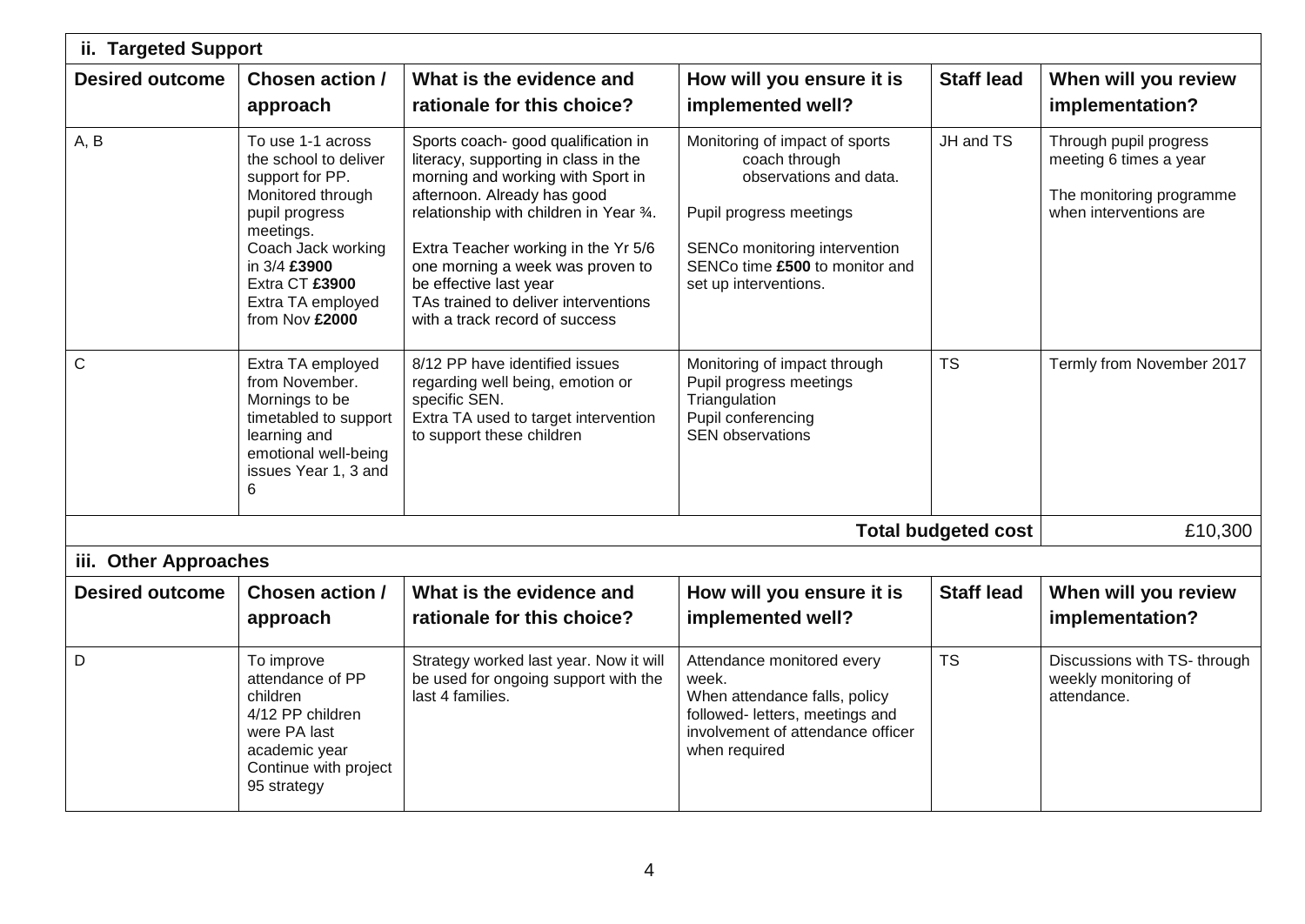## ii. Targeted Support

| Desired outcome | Chosen action / approach | What is the evidence and rationale for this choice? | How will you ensure it is implemented well? | Staff lead | When will you review implementation? |
|---|---|---|---|---|---|
| A, B | To use 1-1 across the school to deliver support for PP. Monitored through pupil progress meetings. Coach Jack working in 3/4 **£3900** Extra CT **£3900** Extra TA employed from Nov **£2000** | Sports coach- good qualification in literacy, supporting in class in the morning and working with Sport in afternoon. Already has good relationship with children in Year ¾. Extra Teacher working in the Yr 5/6 one morning a week was proven to be effective last year TAs trained to deliver interventions with a track record of success | Monitoring of impact of sports coach through observations and data. Pupil progress meetings SENCo monitoring intervention SENCo time **£500** to monitor and set up interventions. | JH and TS | Through pupil progress meeting 6 times a year The monitoring programme when interventions are |
| C | Extra TA employed from November. Mornings to be timetabled to support learning and emotional well-being issues Year 1, 3 and 6 | 8/12 PP have identified issues regarding well being, emotion or specific SEN. Extra TA used to target intervention to support these children | Monitoring of impact through Pupil progress meetings Triangulation Pupil conferencing SEN observations | TS | Termly from November 2017 |
| | | | | **Total budgeted cost** | £10,300 |

## iii. Other Approaches

| Desired outcome | Chosen action / approach | What is the evidence and rationale for this choice? | How will you ensure it is implemented well? | Staff lead | When will you review implementation? |
|---|---|---|---|---|---|
| D | To improve attendance of PP children 4/12 PP children were PA last academic year Continue with project 95 strategy | Strategy worked last year. Now it will be used for ongoing support with the last 4 families. | Attendance monitored every week. When attendance falls, policy followed- letters, meetings and involvement of attendance officer when required | TS | Discussions with TS- through weekly monitoring of attendance. |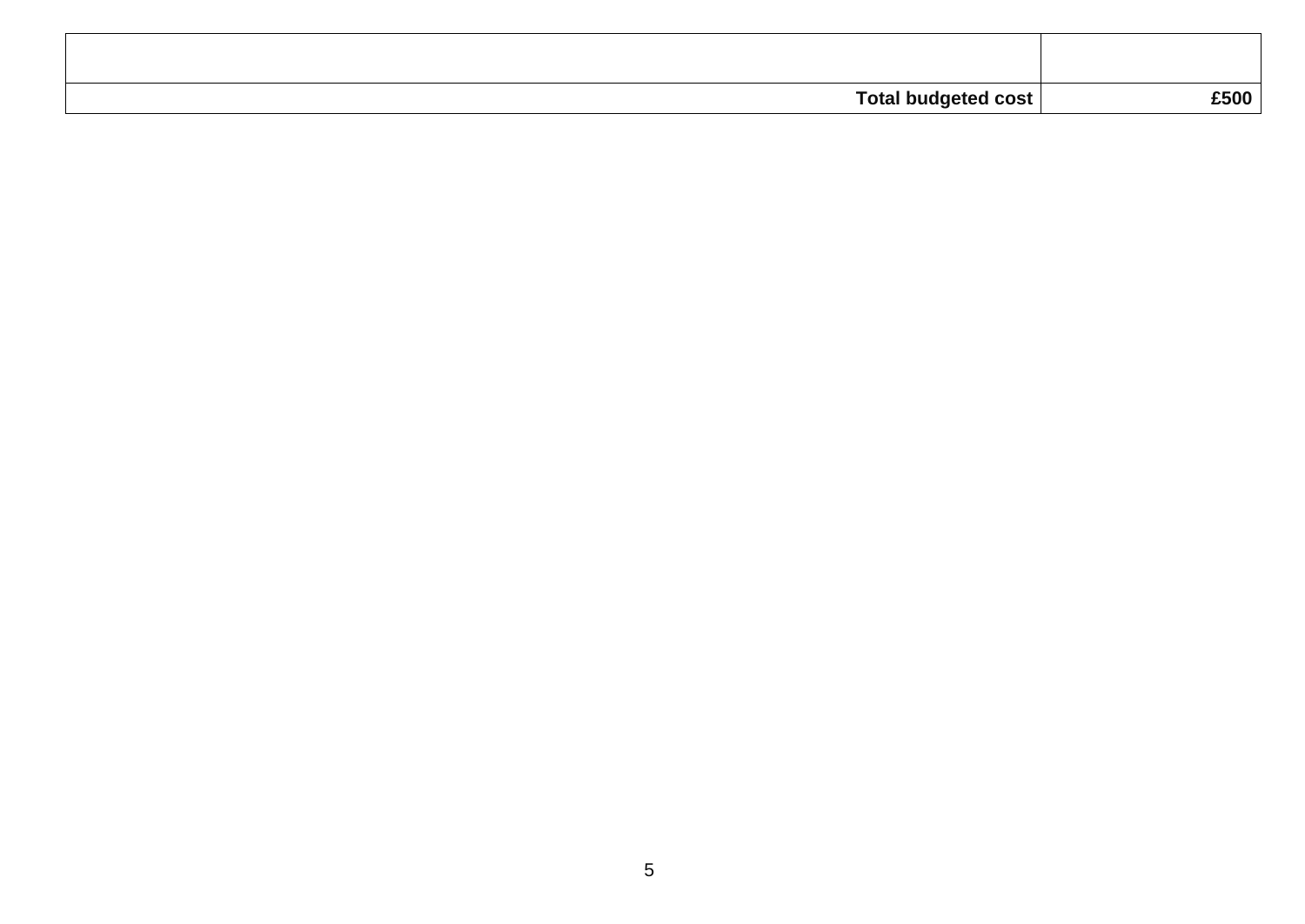| | |
|---|---|
| | |
| **Total budgeted cost** | **£500** |